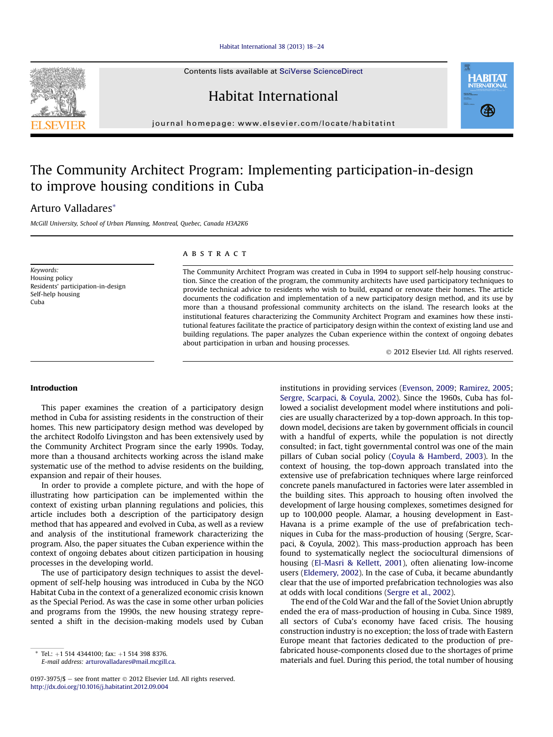# The Community Architect Program: Implementing participation-in-design to improve housing conditions in Cuba

Arturo Valladares*

*McGill University, School of Urban Planning, Montreal, Quebec, Canada H3A2K6*

**Keywords:**
Housing policy
Residents' participation-in-design
Self-help housing
Cuba

## ABSTRACT

The Community Architect Program was created in Cuba in 1994 to support self-help housing construction. Since the creation of the program, the community architects have used participatory techniques to provide technical advice to residents who wish to build, expand or renovate their homes. The article documents the codification and implementation of a new participatory design method, and its use by more than a thousand professional community architects on the island. The research looks at the institutional features characterizing the Community Architect Program and examines how these institutional features facilitate the practice of participatory design within the context of existing land use and building regulations. The paper analyzes the Cuban experience within the context of ongoing debates about participation in urban and housing processes.

© 2012 Elsevier Ltd. All rights reserved.

## Introduction

This paper examines the creation of a participatory design method in Cuba for assisting residents in the construction of their homes. This new participatory design method was developed by the architect Rodolfo Livingston and has been extensively used by the Community Architect Program since the early 1990s. Today, more than a thousand architects working across the island make systematic use of the method to advise residents on the building, expansion and repair of their houses.

In order to provide a complete picture, and with the hope of illustrating how participation can be implemented within the context of existing urban planning regulations and policies, this article includes both a description of the participatory design method that has appeared and evolved in Cuba, as well as a review and analysis of the institutional framework characterizing the program. Also, the paper situates the Cuban experience within the context of ongoing debates about citizen participation in housing processes in the developing world.

The use of participatory design techniques to assist the development of self-help housing was introduced in Cuba by the NGO Habitat Cuba in the context of a generalized economic crisis known as the Special Period. As was the case in some other urban policies and programs from the 1990s, the new housing strategy represented a shift in the decision-making models used by Cuban institutions in providing services (Evenson, 2009; Ramirez, 2005; Sergre, Scarpaci, & Coyula, 2002). Since the 1960s, Cuba has followed a socialist development model where institutions and policies are usually characterized by a top-down approach. In this top-down model, decisions are taken by government officials in council with a handful of experts, while the population is not directly consulted; in fact, tight governmental control was one of the main pillars of Cuban social policy (Coyula & Hamberd, 2003). In the context of housing, the top-down approach translated into the extensive use of prefabrication techniques where large reinforced concrete panels manufactured in factories were later assembled in the building sites. This approach to housing often involved the development of large housing complexes, sometimes designed for up to 100,000 people. Alamar, a housing development in East-Havana is a prime example of the use of prefabrication techniques in Cuba for the mass-production of housing (Sergre, Scarpaci, & Coyula, 2002). This mass-production approach has been found to systematically neglect the sociocultural dimensions of housing (El-Masri & Kellett, 2001), often alienating low-income users (Eldemery, 2002). In the case of Cuba, it became abundantly clear that the use of imported prefabrication technologies was also at odds with local conditions (Sergre et al., 2002).

The end of the Cold War and the fall of the Soviet Union abruptly ended the era of mass-production of housing in Cuba. Since 1989, all sectors of Cuba's economy have faced crisis. The housing construction industry is no exception; the loss of trade with Eastern Europe meant that factories dedicated to the production of prefabricated house-components closed due to the shortages of prime materials and fuel. During this period, the total number of housing

* Tel.: +1 514 4344100; fax: +1 514 398 8376.
*E-mail address:* arturovalladares@mail.mcgill.ca.

0197-3975/$ – see front matter © 2012 Elsevier Ltd. All rights reserved.
http://dx.doi.org/10.1016/j.habitatint.2012.09.004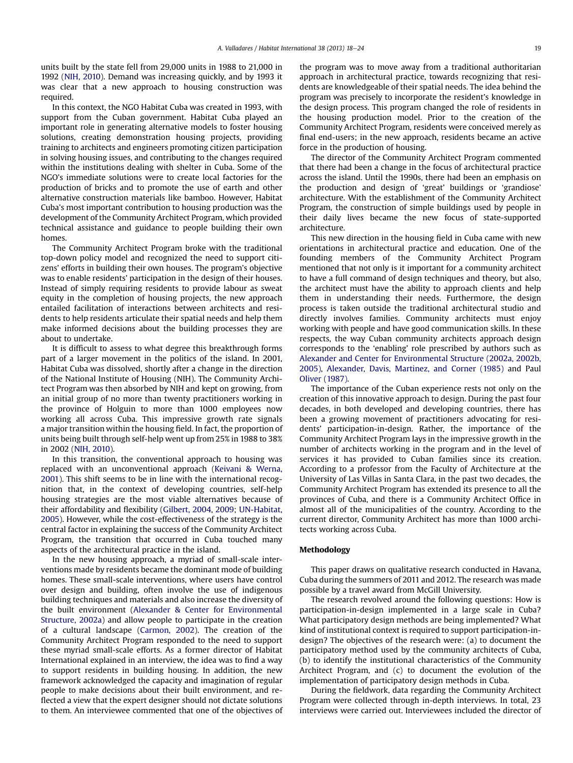units built by the state fell from 29,000 units in 1988 to 21,000 in 1992 (NIH, 2010). Demand was increasing quickly, and by 1993 it was clear that a new approach to housing construction was required.

In this context, the NGO Habitat Cuba was created in 1993, with support from the Cuban government. Habitat Cuba played an important role in generating alternative models to foster housing solutions, creating demonstration housing projects, providing training to architects and engineers promoting citizen participation in solving housing issues, and contributing to the changes required within the institutions dealing with shelter in Cuba. Some of the NGO's immediate solutions were to create local factories for the production of bricks and to promote the use of earth and other alternative construction materials like bamboo. However, Habitat Cuba's most important contribution to housing production was the development of the Community Architect Program, which provided technical assistance and guidance to people building their own homes.

The Community Architect Program broke with the traditional top-down policy model and recognized the need to support citizens' efforts in building their own houses. The program's objective was to enable residents' participation in the design of their houses. Instead of simply requiring residents to provide labour as sweat equity in the completion of housing projects, the new approach entailed facilitation of interactions between architects and residents to help residents articulate their spatial needs and help them make informed decisions about the building processes they are about to undertake.

It is difficult to assess to what degree this breakthrough forms part of a larger movement in the politics of the island. In 2001, Habitat Cuba was dissolved, shortly after a change in the direction of the National Institute of Housing (NIH). The Community Architect Program was then absorbed by NIH and kept on growing, from an initial group of no more than twenty practitioners working in the province of Holguin to more than 1000 employees now working all across Cuba. This impressive growth rate signals a major transition within the housing field. In fact, the proportion of units being built through self-help went up from 25% in 1988 to 38% in 2002 (NIH, 2010).

In this transition, the conventional approach to housing was replaced with an unconventional approach (Keivani & Werna, 2001). This shift seems to be in line with the international recognition that, in the context of developing countries, self-help housing strategies are the most viable alternatives because of their affordability and flexibility (Gilbert, 2004, 2009; UN-Habitat, 2005). However, while the cost-effectiveness of the strategy is the central factor in explaining the success of the Community Architect Program, the transition that occurred in Cuba touched many aspects of the architectural practice in the island.

In the new housing approach, a myriad of small-scale interventions made by residents became the dominant mode of building homes. These small-scale interventions, where users have control over design and building, often involve the use of indigenous building techniques and materials and also increase the diversity of the built environment (Alexander & Center for Environmental Structure, 2002a) and allow people to participate in the creation of a cultural landscape (Carmon, 2002). The creation of the Community Architect Program responded to the need to support these myriad small-scale efforts. As a former director of Habitat International explained in an interview, the idea was to find a way to support residents in building housing. In addition, the new framework acknowledged the capacity and imagination of regular people to make decisions about their built environment, and reflected a view that the expert designer should not dictate solutions to them. An interviewee commented that one of the objectives of the program was to move away from a traditional authoritarian approach in architectural practice, towards recognizing that residents are knowledgeable of their spatial needs. The idea behind the program was precisely to incorporate the resident's knowledge in the design process. This program changed the role of residents in the housing production model. Prior to the creation of the Community Architect Program, residents were conceived merely as final end-users; in the new approach, residents became an active force in the production of housing.

The director of the Community Architect Program commented that there had been a change in the focus of architectural practice across the island. Until the 1990s, there had been an emphasis on the production and design of 'great' buildings or 'grandiose' architecture. With the establishment of the Community Architect Program, the construction of simple buildings used by people in their daily lives became the new focus of state-supported architecture.

This new direction in the housing field in Cuba came with new orientations in architectural practice and education. One of the founding members of the Community Architect Program mentioned that not only is it important for a community architect to have a full command of design techniques and theory, but also, the architect must have the ability to approach clients and help them in understanding their needs. Furthermore, the design process is taken outside the traditional architectural studio and directly involves families. Community architects must enjoy working with people and have good communication skills. In these respects, the way Cuban community architects approach design corresponds to the 'enabling' role prescribed by authors such as Alexander and Center for Environmental Structure (2002a, 2002b, 2005), Alexander, Davis, Martinez, and Corner (1985) and Paul Oliver (1987).

The importance of the Cuban experience rests not only on the creation of this innovative approach to design. During the past four decades, in both developed and developing countries, there has been a growing movement of practitioners advocating for residents' participation-in-design. Rather, the importance of the Community Architect Program lays in the impressive growth in the number of architects working in the program and in the level of services it has provided to Cuban families since its creation. According to a professor from the Faculty of Architecture at the University of Las Villas in Santa Clara, in the past two decades, the Community Architect Program has extended its presence to all the provinces of Cuba, and there is a Community Architect Office in almost all of the municipalities of the country. According to the current director, Community Architect has more than 1000 architects working across Cuba.

## Methodology

This paper draws on qualitative research conducted in Havana, Cuba during the summers of 2011 and 2012. The research was made possible by a travel award from McGill University.

The research revolved around the following questions: How is participation-in-design implemented in a large scale in Cuba? What participatory design methods are being implemented? What kind of institutional context is required to support participation-in-design? The objectives of the research were: (a) to document the participatory method used by the community architects of Cuba, (b) to identify the institutional characteristics of the Community Architect Program, and (c) to document the evolution of the implementation of participatory design methods in Cuba.

During the fieldwork, data regarding the Community Architect Program were collected through in-depth interviews. In total, 23 interviews were carried out. Interviewees included the director of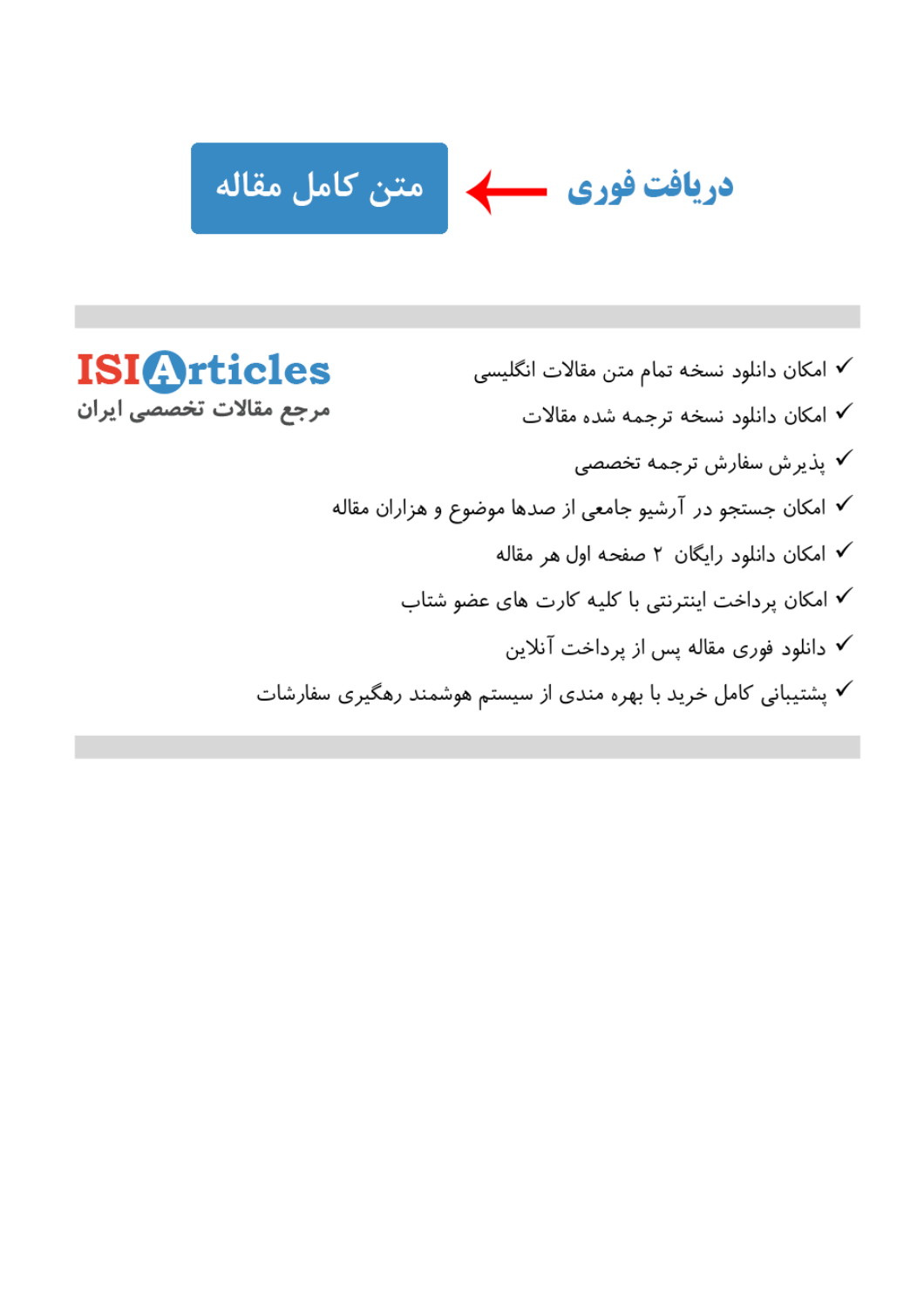دریافت فوری ← متن کامل مقاله

**ISIArticles**

مرجع مقالات تخصصی ایران

- ✓ امکان دانلود نسخه تمام متن مقالات انگلیسی
- ✓ امکان دانلود نسخه ترجمه شده مقالات
- ✓ پذیرش سفارش ترجمه تخصصی
- ✓ امکان جستجو در آرشیو جامعی از صدها موضوع و هزاران مقاله
- ✓ امکان دانلود رایگان ۲ صفحه اول هر مقاله
- ✓ امکان پرداخت اینترنتی با کلیه کارت های عضو شتاب
- ✓ دانلود فوری مقاله پس از پرداخت آنلاین
- ✓ پشتیبانی کامل خرید با بهره مندی از سیستم هوشمند رهگیری سفارشات